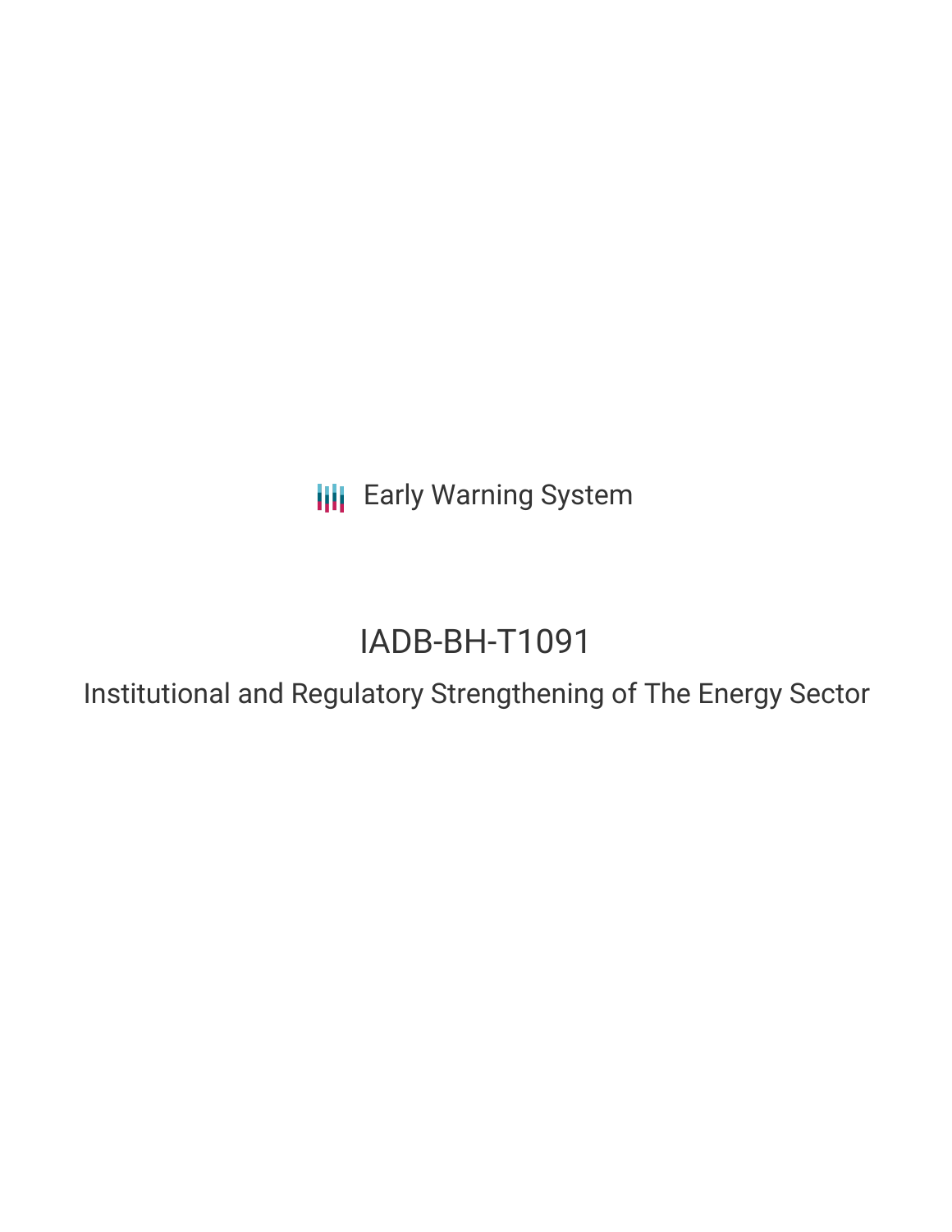Early Warning System

# IADB-BH-T1091

## Institutional and Regulatory Strengthening of The Energy Sector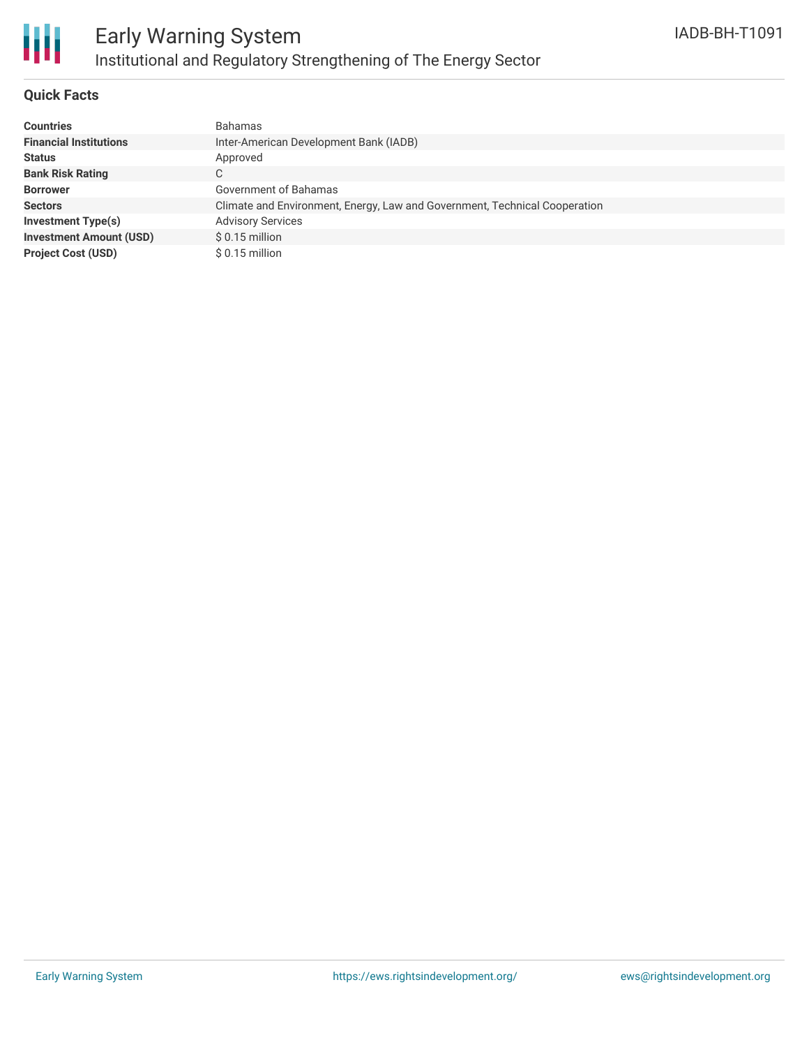# Early Warning System

## Institutional and Regulatory Strengthening of The Energy Sector

IADB-BH-T1091

### Quick Facts

| | |
|---|---|
| **Countries** | Bahamas |
| **Financial Institutions** | Inter-American Development Bank (IADB) |
| **Status** | Approved |
| **Bank Risk Rating** | C |
| **Borrower** | Government of Bahamas |
| **Sectors** | Climate and Environment, Energy, Law and Government, Technical Cooperation |
| **Investment Type(s)** | Advisory Services |
| **Investment Amount (USD)** | $ 0.15 million |
| **Project Cost (USD)** | $ 0.15 million |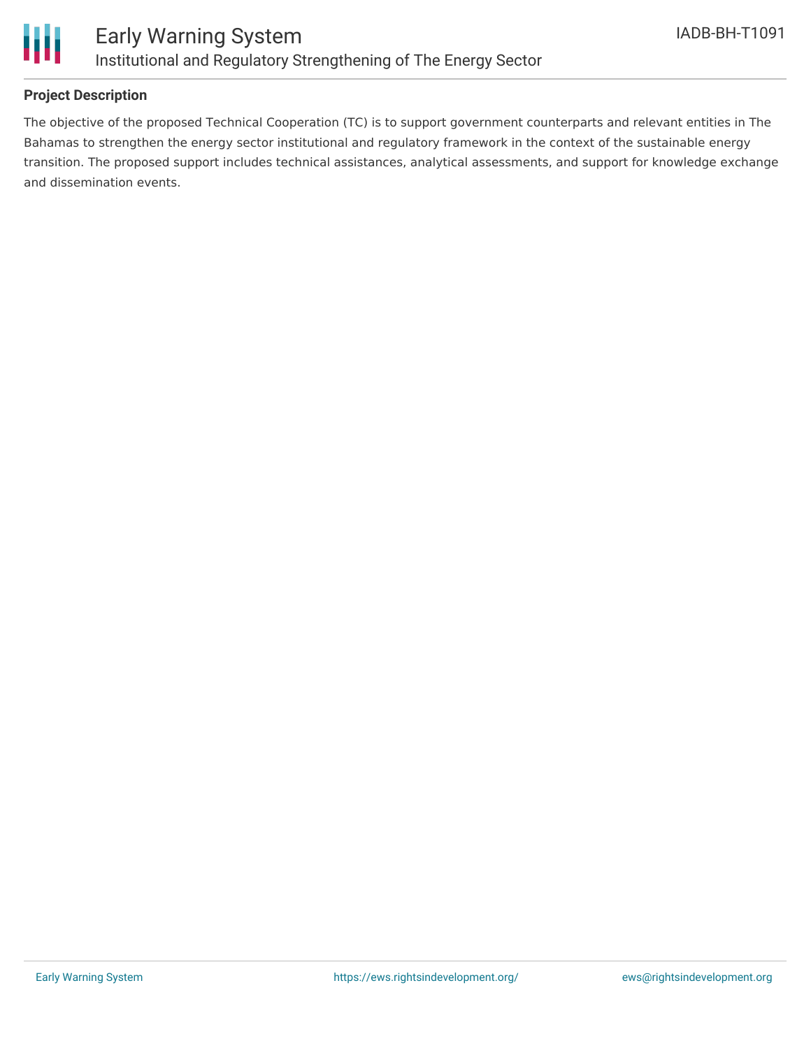## Project Description

The objective of the proposed Technical Cooperation (TC) is to support government counterparts and relevant entities in The Bahamas to strengthen the energy sector institutional and regulatory framework in the context of the sustainable energy transition. The proposed support includes technical assistances, analytical assessments, and support for knowledge exchange and dissemination events.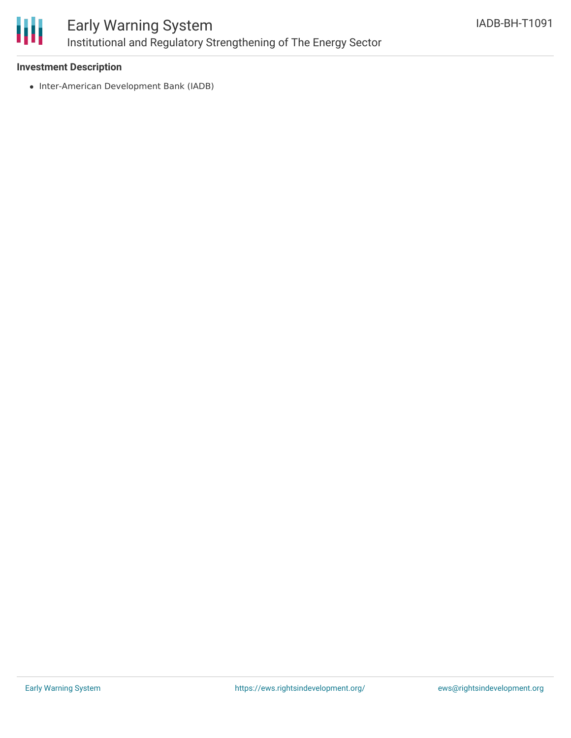**Investment Description**

- Inter-American Development Bank (IADB)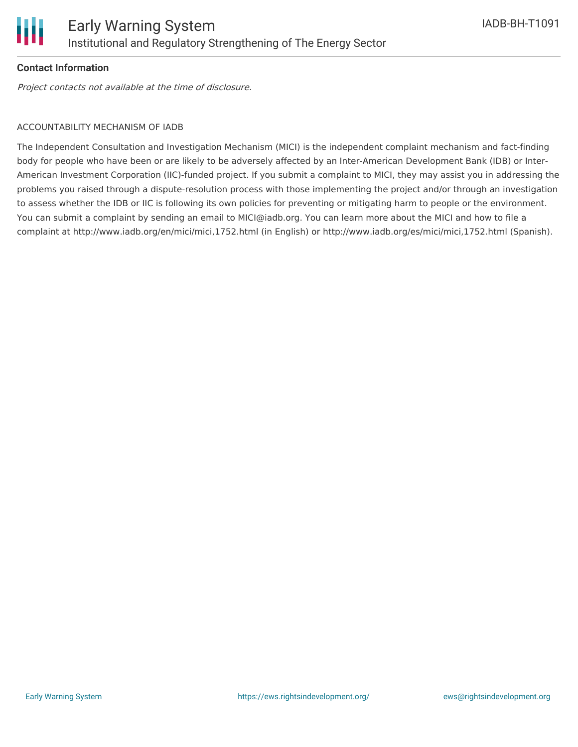**Contact Information**

*Project contacts not available at the time of disclosure.*

ACCOUNTABILITY MECHANISM OF IADB

The Independent Consultation and Investigation Mechanism (MICI) is the independent complaint mechanism and fact-finding body for people who have been or are likely to be adversely affected by an Inter-American Development Bank (IDB) or Inter-American Investment Corporation (IIC)-funded project. If you submit a complaint to MICI, they may assist you in addressing the problems you raised through a dispute-resolution process with those implementing the project and/or through an investigation to assess whether the IDB or IIC is following its own policies for preventing or mitigating harm to people or the environment. You can submit a complaint by sending an email to MICI@iadb.org. You can learn more about the MICI and how to file a complaint at http://www.iadb.org/en/mici/mici,1752.html (in English) or http://www.iadb.org/es/mici/mici,1752.html (Spanish).